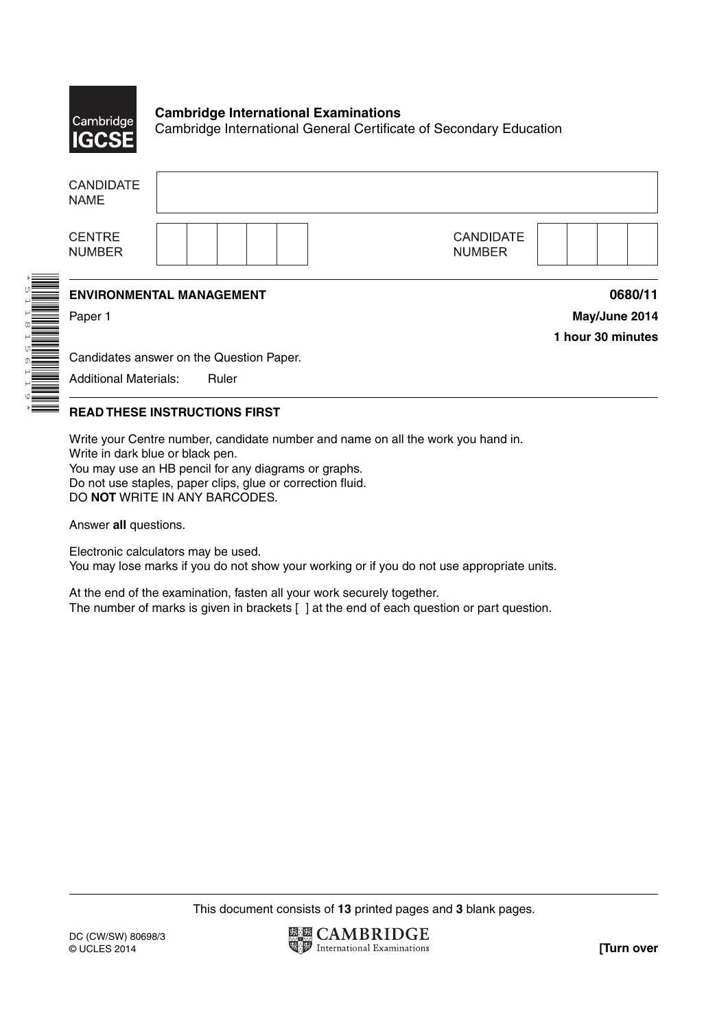**Cambridge International Examinations**
Cambridge International General Certificate of Secondary Education

| CANDIDATE NAME | |
|---|---|
| CENTRE NUMBER | |
| CANDIDATE NUMBER | |

**ENVIRONMENTAL MANAGEMENT** **0680/11**

Paper 1 **May/June 2014**

**1 hour 30 minutes**

Candidates answer on the Question Paper.

Additional Materials: Ruler

**READ THESE INSTRUCTIONS FIRST**

Write your Centre number, candidate number and name on all the work you hand in.
Write in dark blue or black pen.
You may use an HB pencil for any diagrams or graphs.
Do not use staples, paper clips, glue or correction fluid.
DO **NOT** WRITE IN ANY BARCODES.

Answer **all** questions.

Electronic calculators may be used.
You may lose marks if you do not show your working or if you do not use appropriate units.

At the end of the examination, fasten all your work securely together.
The number of marks is given in brackets [ ] at the end of each question or part question.

This document consists of **13** printed pages and **3** blank pages.

DC (CW/SW) 80698/3
© UCLES 2014

**[Turn over**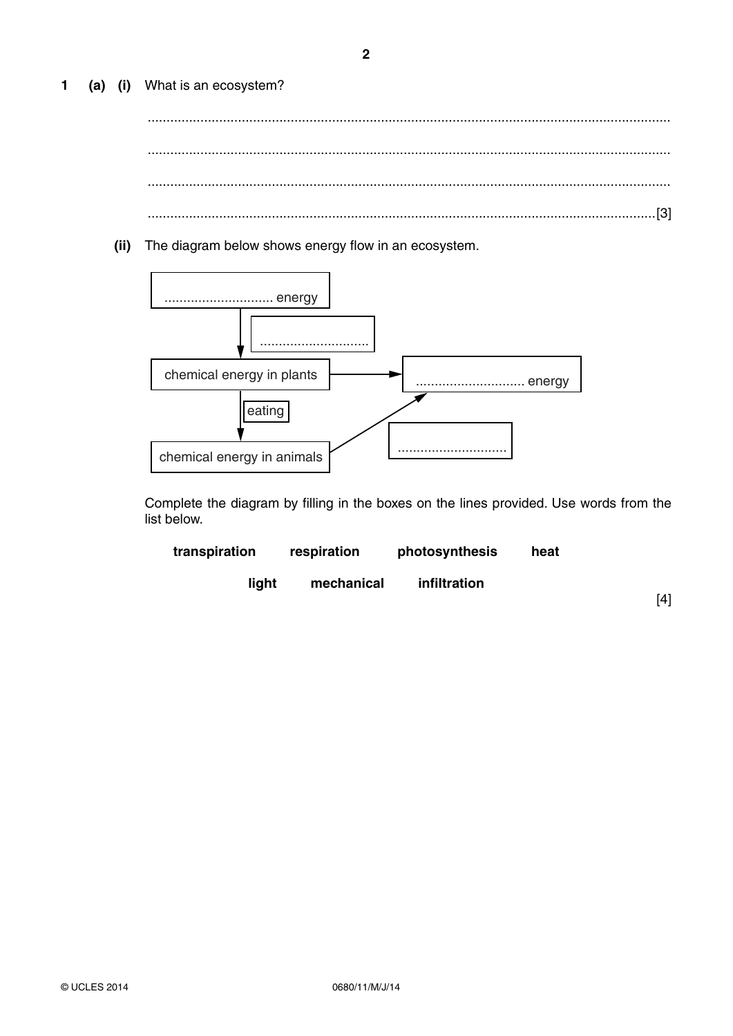**1 (a) (i)** What is an ecosystem?

..........................................................................................................................................

..........................................................................................................................................

..........................................................................................................................................

.......................................................................................................................................[3]

**(ii)** The diagram below shows energy flow in an ecosystem.

| | |
|---|---|
| ............................ energy | |
| ↓ ............................ | |
| chemical energy in plants | → ............................ energy |
| ↓ eating | ↗ ............................ |
| chemical energy in animals | |

Complete the diagram by filling in the boxes on the lines provided. Use words from the list below.

**transpiration** **respiration** **photosynthesis** **heat**

**light** **mechanical** **infiltration**

[4]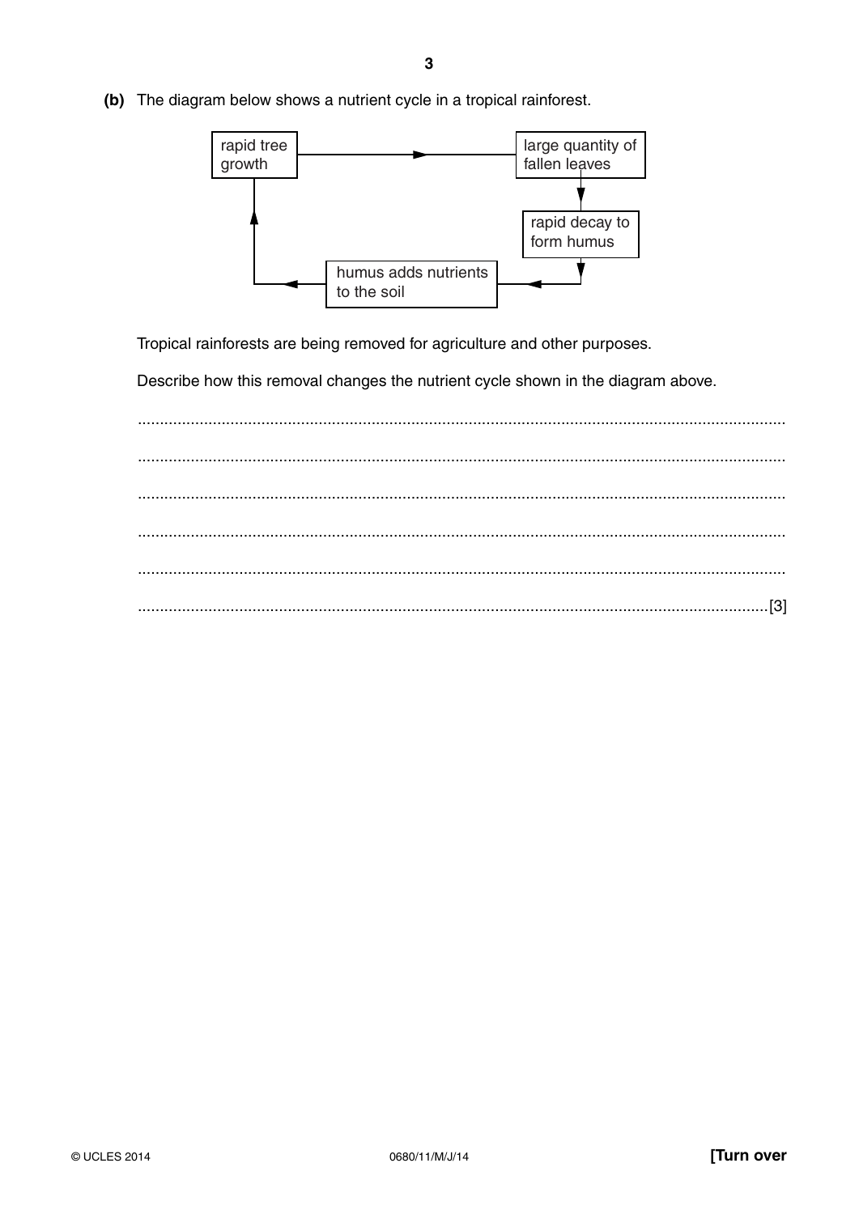**(b)** The diagram below shows a nutrient cycle in a tropical rainforest.

rapid tree growth → large quantity of fallen leaves → rapid decay to form humus → humus adds nutrients to the soil → rapid tree growth

Tropical rainforests are being removed for agriculture and other purposes.

Describe how this removal changes the nutrient cycle shown in the diagram above.

..........................................................................................................................................

..........................................................................................................................................

..........................................................................................................................................

..........................................................................................................................................

..........................................................................................................................................

..........................................................................................................................................[3]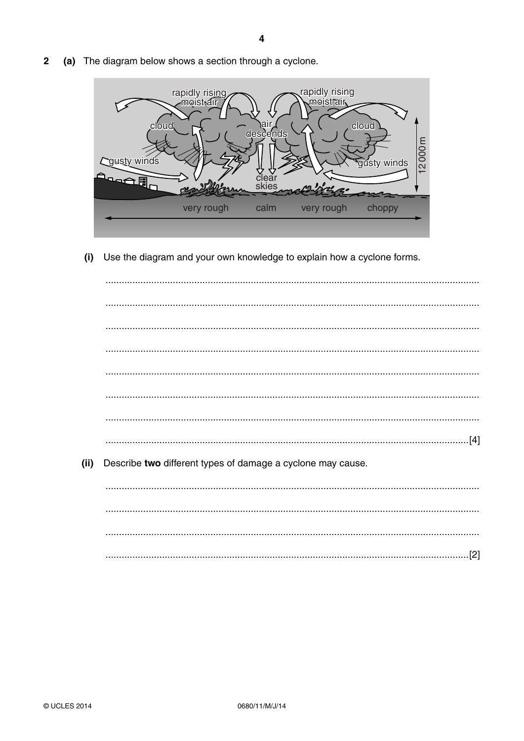**2** **(a)** The diagram below shows a section through a cyclone.

rapidly rising moist air | rapidly rising moist air | cloud | air descends | cloud | gusty winds | clear skies | gusty winds | 12 000 m | very rough | calm | very rough | choppy

**(i)** Use the diagram and your own knowledge to explain how a cyclone forms.

..........................................................................................................................................

..........................................................................................................................................

..........................................................................................................................................

..........................................................................................................................................

..........................................................................................................................................

..........................................................................................................................................

..........................................................................................................................................

..........................................................................................................................................[4]

**(ii)** Describe **two** different types of damage a cyclone may cause.

..........................................................................................................................................

..........................................................................................................................................

..........................................................................................................................................

..........................................................................................................................................[2]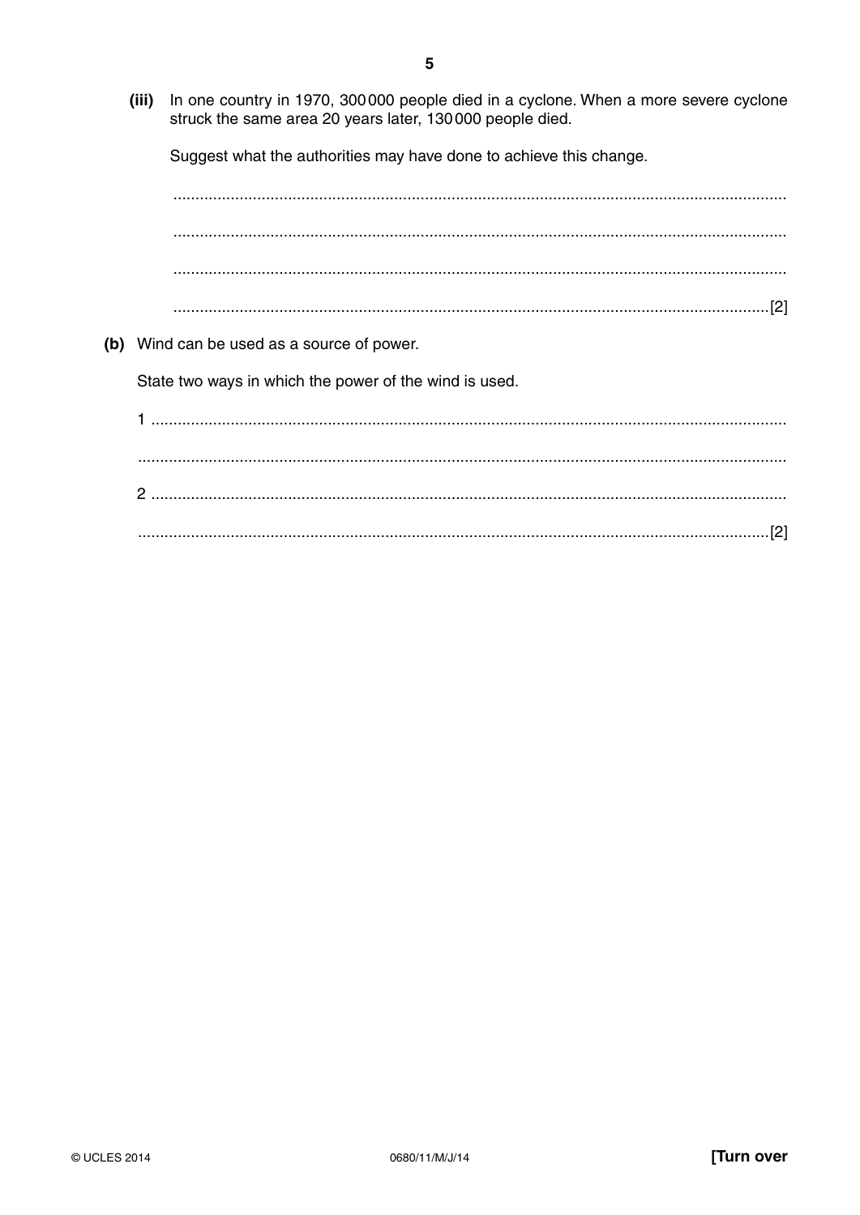(iii) In one country in 1970, 300 000 people died in a cyclone. When a more severe cyclone struck the same area 20 years later, 130 000 people died.

Suggest what the authorities may have done to achieve this change.

..........................................................................................................................................

..........................................................................................................................................

..........................................................................................................................................

.....................................................................................................................................[2]

(b) Wind can be used as a source of power.

State two ways in which the power of the wind is used.

1 ..........................................................................................................................................

..........................................................................................................................................

2 ..........................................................................................................................................

.....................................................................................................................................[2]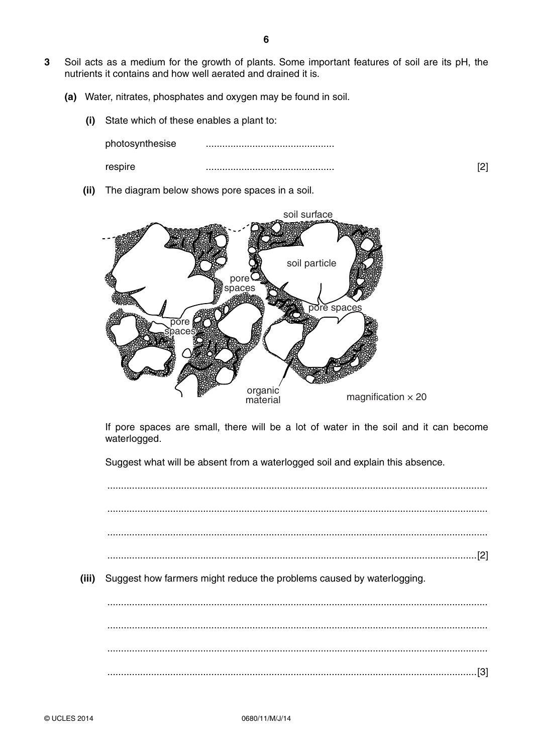**3** Soil acts as a medium for the growth of plants. Some important features of soil are its pH, the nutrients it contains and how well aerated and drained it is.

**(a)** Water, nitrates, phosphates and oxygen may be found in soil.

**(i)** State which of these enables a plant to:

photosynthesise ..............................................

respire .............................................. [2]

**(ii)** The diagram below shows pore spaces in a soil.

soil surface

soil particle

pore spaces

pore spaces

pore spaces

organic material

magnification × 20

If pore spaces are small, there will be a lot of water in the soil and it can become waterlogged.

Suggest what will be absent from a waterlogged soil and explain this absence.

..........................................................................................................................................

..........................................................................................................................................

..........................................................................................................................................

.......................................................................................................................................[2]

**(iii)** Suggest how farmers might reduce the problems caused by waterlogging.

..........................................................................................................................................

..........................................................................................................................................

..........................................................................................................................................

.......................................................................................................................................[3]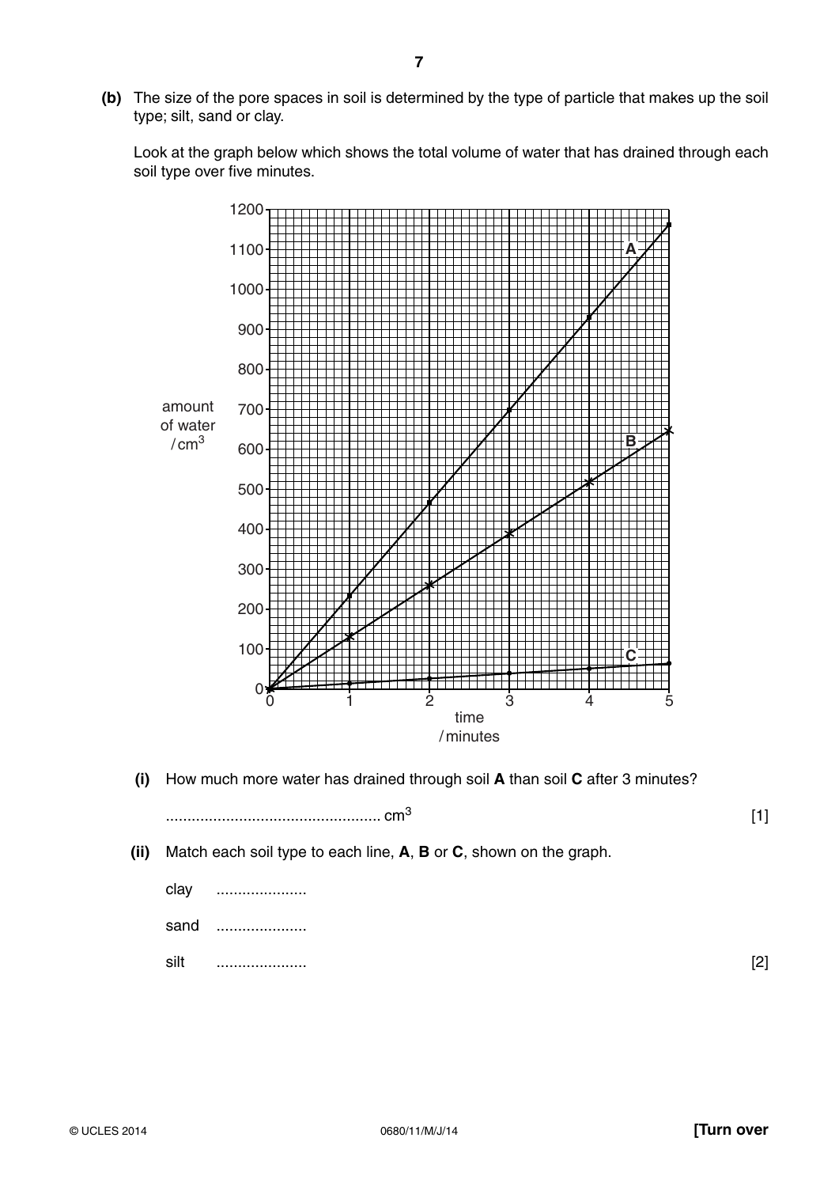**(b)** The size of the pore spaces in soil is determined by the type of particle that makes up the soil type; silt, sand or clay.

Look at the graph below which shows the total volume of water that has drained through each soil type over five minutes.

**(i)** How much more water has drained through soil **A** than soil **C** after 3 minutes?

.................................................. $cm^3$ [1]

**(ii)** Match each soil type to each line, **A**, **B** or **C**, shown on the graph.

clay .....................

sand .....................

silt ..................... [2]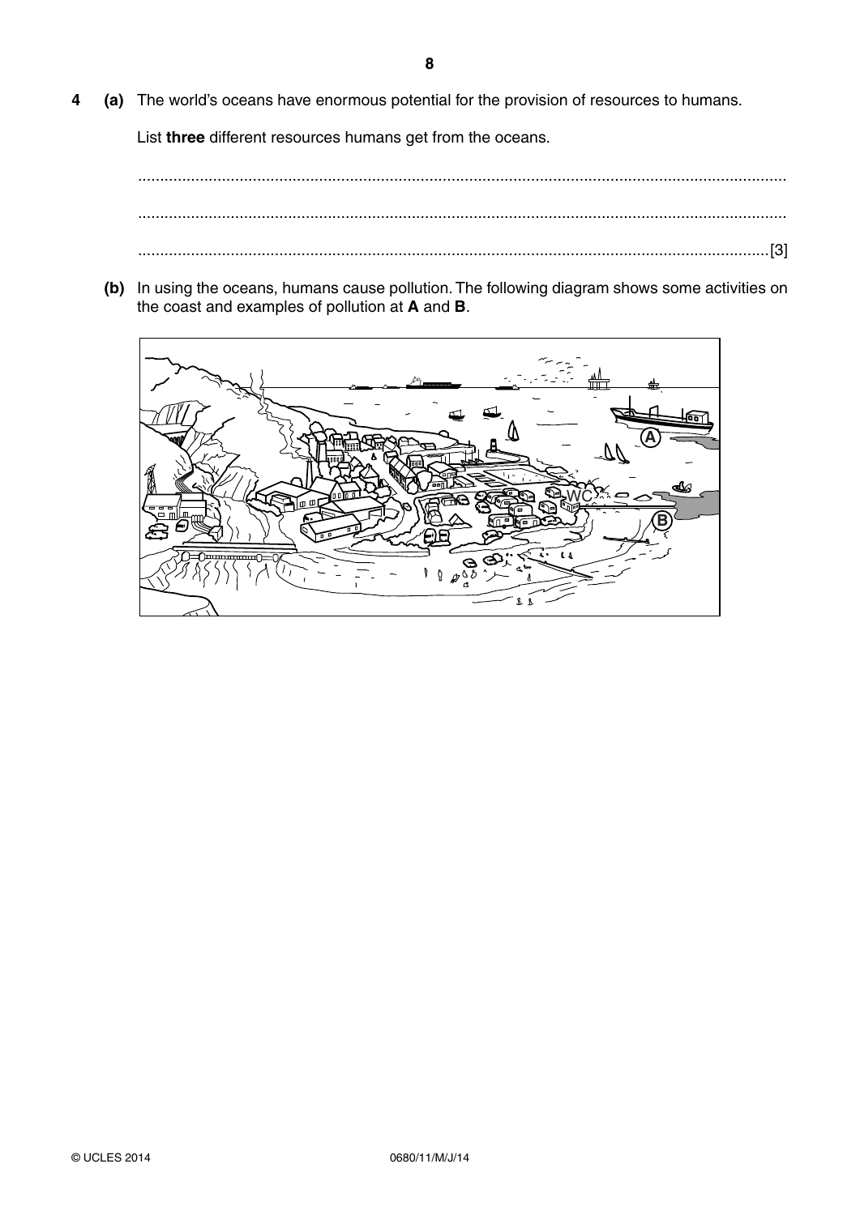**4** **(a)** The world's oceans have enormous potential for the provision of resources to humans.

List **three** different resources humans get from the oceans.

.................................................................................................................................................

.................................................................................................................................................

.............................................................................................................................................[3]

**(b)** In using the oceans, humans cause pollution. The following diagram shows some activities on the coast and examples of pollution at **A** and **B**.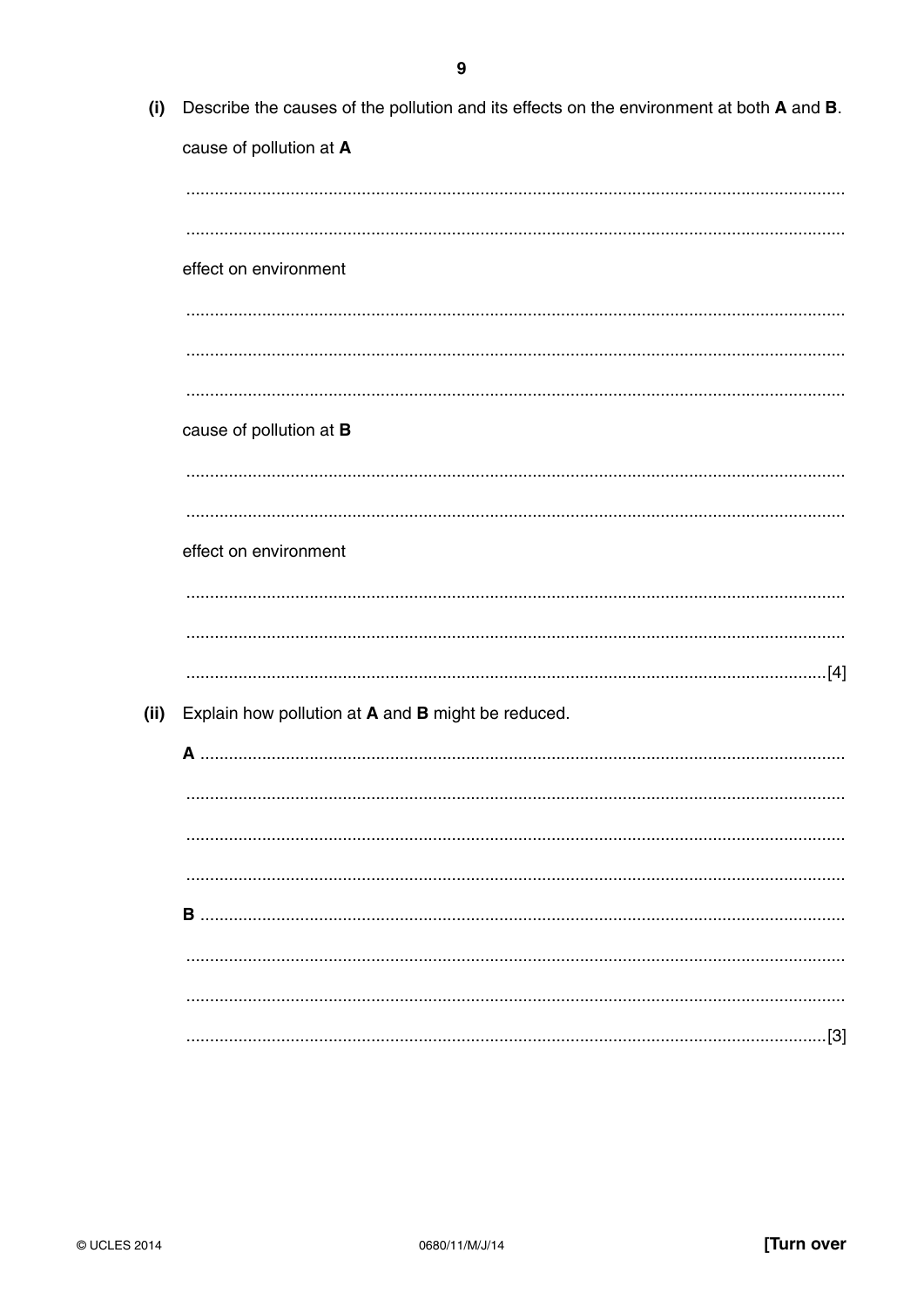**(i)** Describe the causes of the pollution and its effects on the environment at both **A** and **B**.

cause of pollution at **A**

..........................................................................................................................................

..........................................................................................................................................

effect on environment

..........................................................................................................................................

..........................................................................................................................................

..........................................................................................................................................

cause of pollution at **B**

..........................................................................................................................................

..........................................................................................................................................

effect on environment

..........................................................................................................................................

..........................................................................................................................................

.................................................................................................................................... [4]

**(ii)** Explain how pollution at **A** and **B** might be reduced.

**A** ......................................................................................................................................

..........................................................................................................................................

..........................................................................................................................................

..........................................................................................................................................

**B** ......................................................................................................................................

..........................................................................................................................................

..........................................................................................................................................

.................................................................................................................................... [3]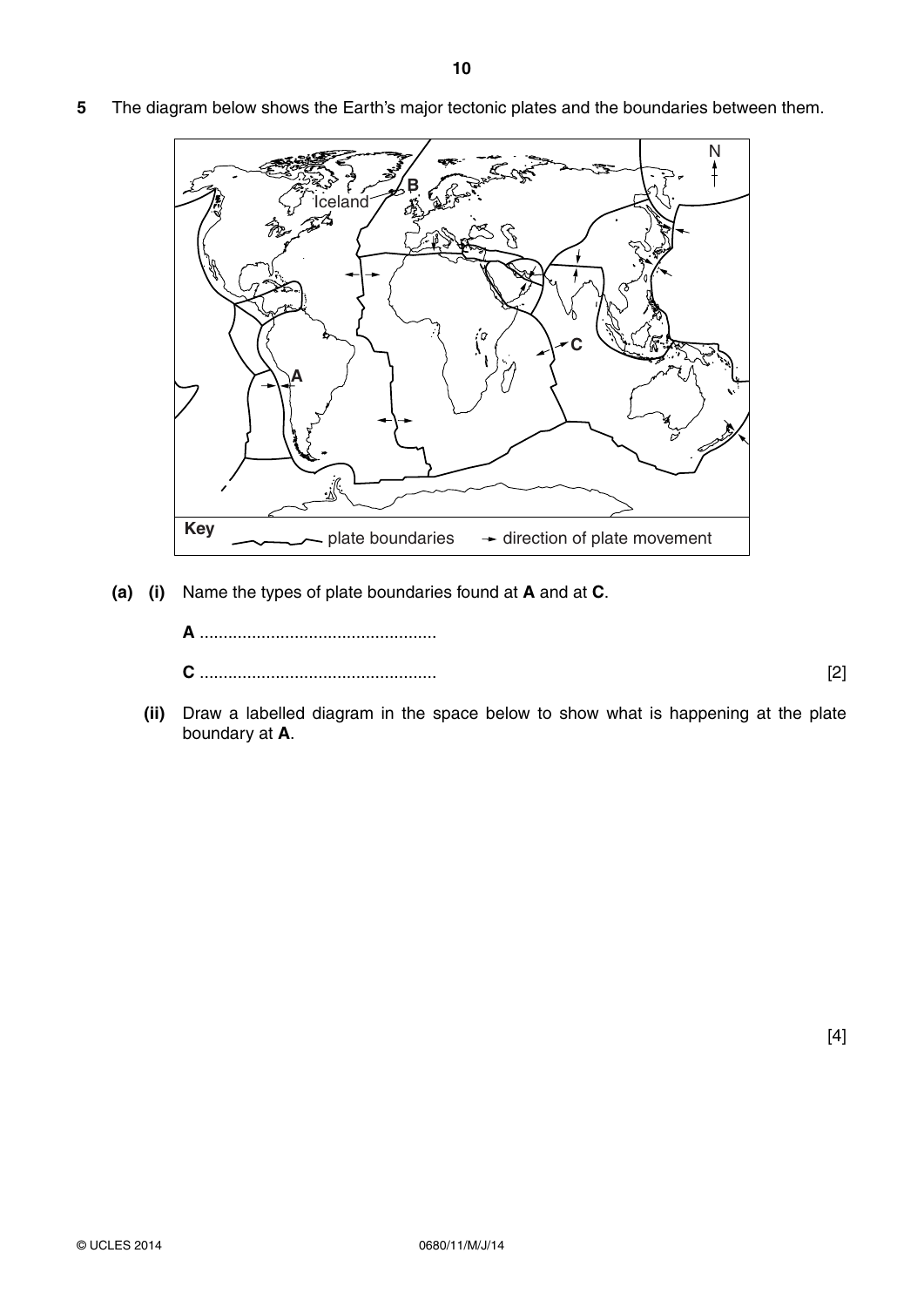**5** The diagram below shows the Earth's major tectonic plates and the boundaries between them.

Key: plate boundaries → direction of plate movement

**(a) (i)** Name the types of plate boundaries found at **A** and at **C**.

**A** ..................................................

**C** .................................................. [2]

**(ii)** Draw a labelled diagram in the space below to show what is happening at the plate boundary at **A**.

[4]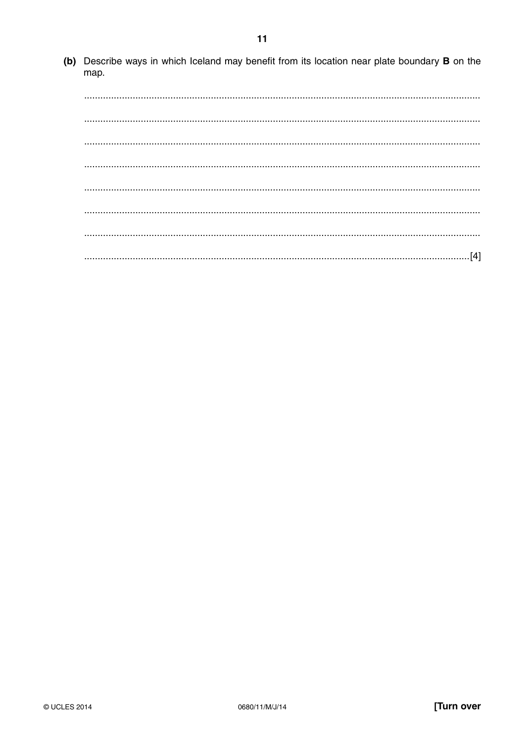**(b)** Describe ways in which Iceland may benefit from its location near plate boundary **B** on the map.

..........................................................................................................................................

..........................................................................................................................................

..........................................................................................................................................

..........................................................................................................................................

..........................................................................................................................................

..........................................................................................................................................

..........................................................................................................................................

.....................................................................................................................................[4]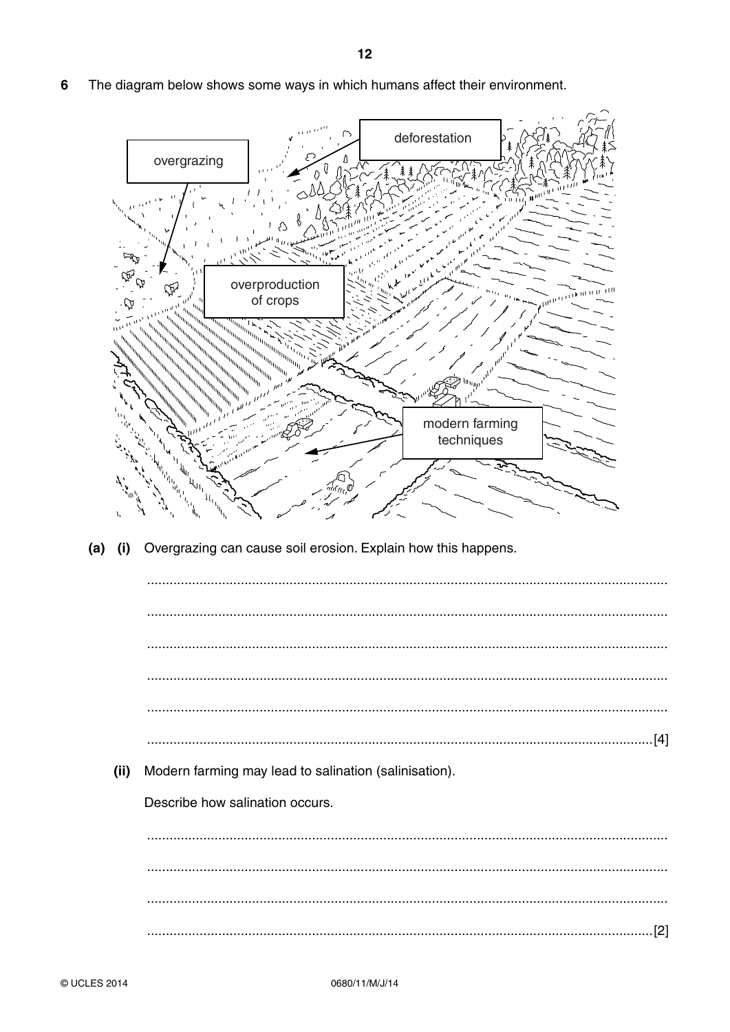6 The diagram below shows some ways in which humans affect their environment.

overgrazing

deforestation

overproduction of crops

modern farming techniques

(a) (i) Overgrazing can cause soil erosion. Explain how this happens.

..........................................................................................................................................

..........................................................................................................................................

..........................................................................................................................................

..........................................................................................................................................

..........................................................................................................................................

.................................................................................................................................... [4]

(ii) Modern farming may lead to salination (salinisation).

Describe how salination occurs.

..........................................................................................................................................

..........................................................................................................................................

..........................................................................................................................................

.................................................................................................................................... [2]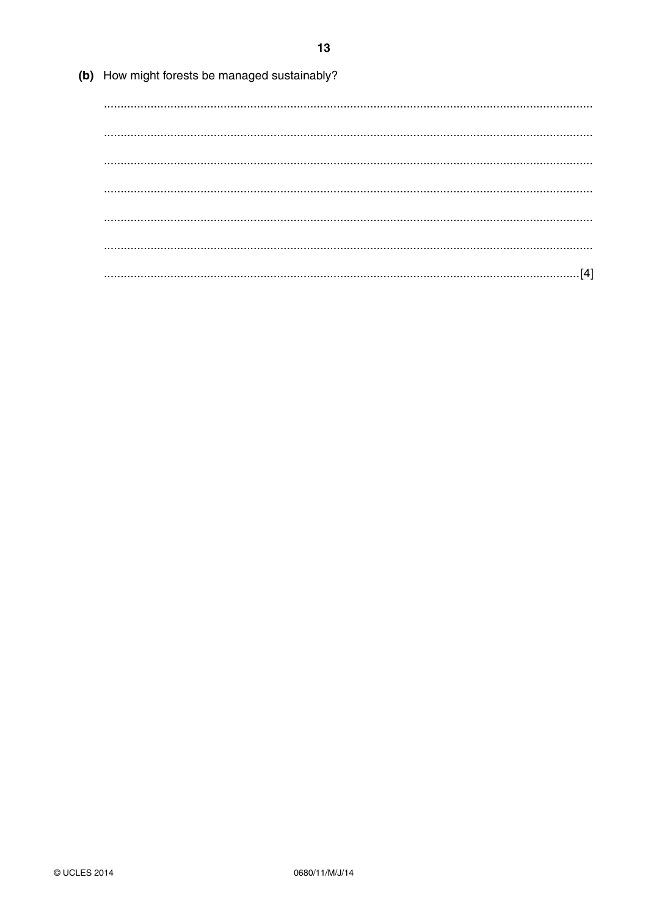**(b)** How might forests be managed sustainably?

..........................................................................................................................................

..........................................................................................................................................

..........................................................................................................................................

..........................................................................................................................................

..........................................................................................................................................

..........................................................................................................................................

.....................................................................................................................................[4]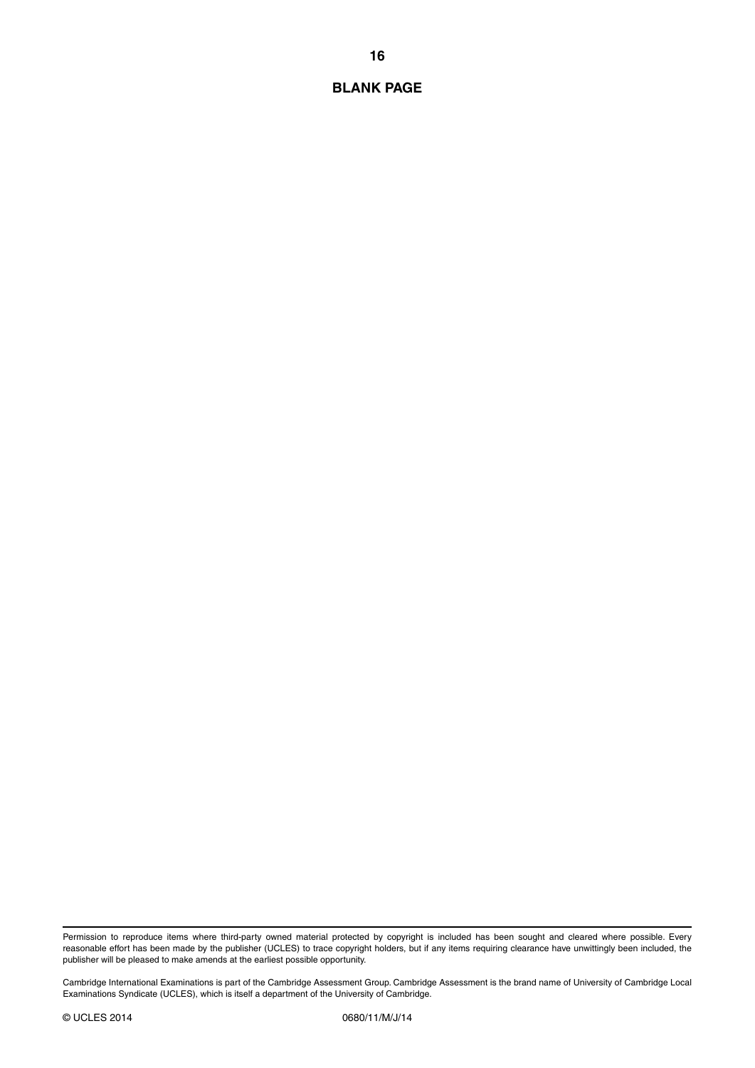**BLANK PAGE**

Permission to reproduce items where third-party owned material protected by copyright is included has been sought and cleared where possible. Every reasonable effort has been made by the publisher (UCLES) to trace copyright holders, but if any items requiring clearance have unwittingly been included, the publisher will be pleased to make amends at the earliest possible opportunity.

Cambridge International Examinations is part of the Cambridge Assessment Group. Cambridge Assessment is the brand name of University of Cambridge Local Examinations Syndicate (UCLES), which is itself a department of the University of Cambridge.

© UCLES 2014 0680/11/M/J/14